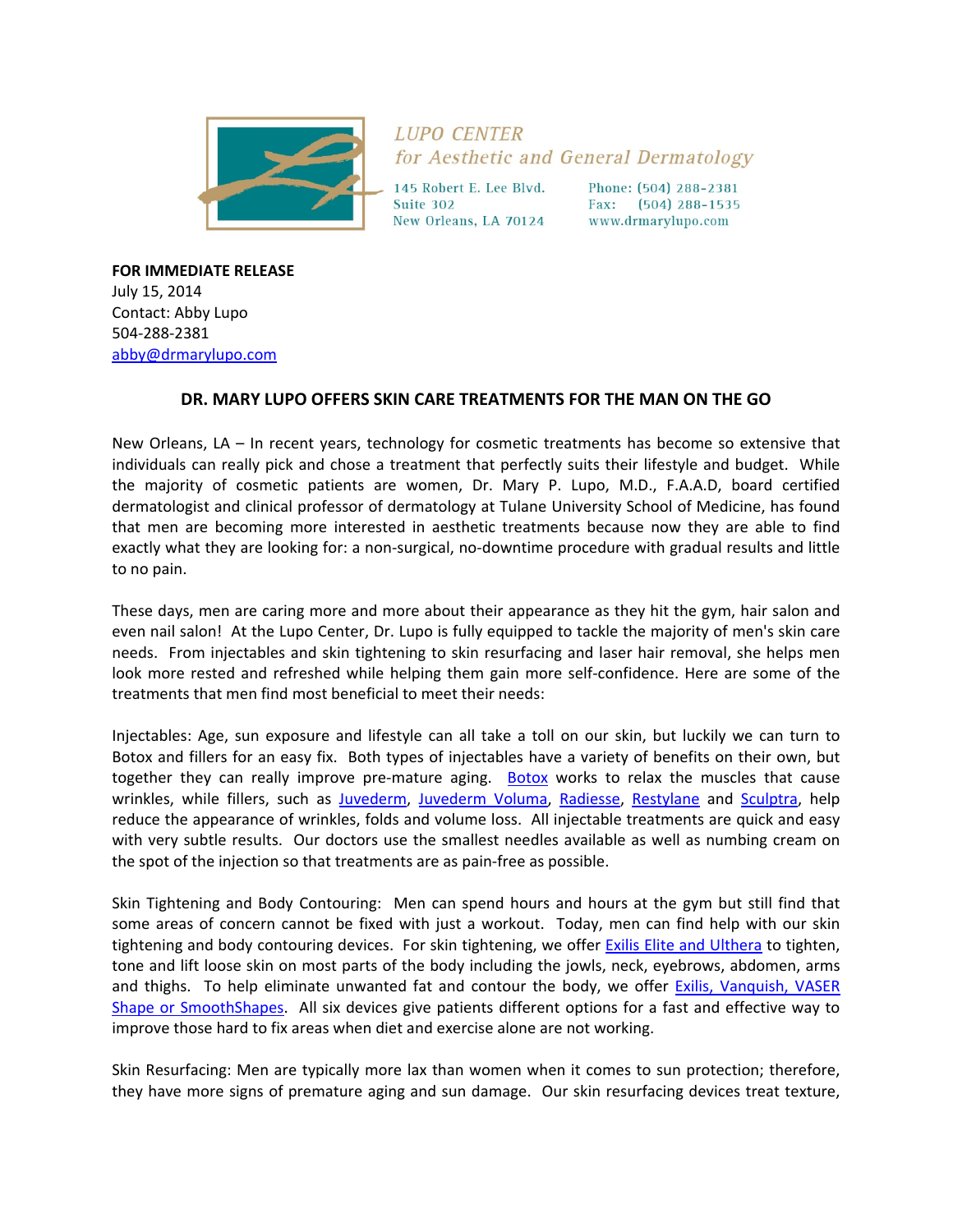LUPO CENTER
*for Aesthetic and General Dermatology*

145 Robert E. Lee Blvd.
Suite 302
New Orleans, LA 70124

Phone: (504) 288-2381
Fax: (504) 288-1535
www.drmarylupo.com

**FOR IMMEDIATE RELEASE**
July 15, 2014
Contact: Abby Lupo
504-288-2381
abby@drmarylupo.com

## DR. MARY LUPO OFFERS SKIN CARE TREATMENTS FOR THE MAN ON THE GO

New Orleans, LA – In recent years, technology for cosmetic treatments has become so extensive that individuals can really pick and chose a treatment that perfectly suits their lifestyle and budget. While the majority of cosmetic patients are women, Dr. Mary P. Lupo, M.D., F.A.A.D, board certified dermatologist and clinical professor of dermatology at Tulane University School of Medicine, has found that men are becoming more interested in aesthetic treatments because now they are able to find exactly what they are looking for: a non-surgical, no-downtime procedure with gradual results and little to no pain.

These days, men are caring more and more about their appearance as they hit the gym, hair salon and even nail salon! At the Lupo Center, Dr. Lupo is fully equipped to tackle the majority of men's skin care needs. From injectables and skin tightening to skin resurfacing and laser hair removal, she helps men look more rested and refreshed while helping them gain more self-confidence. Here are some of the treatments that men find most beneficial to meet their needs:

Injectables: Age, sun exposure and lifestyle can all take a toll on our skin, but luckily we can turn to Botox and fillers for an easy fix. Both types of injectables have a variety of benefits on their own, but together they can really improve pre-mature aging. Botox works to relax the muscles that cause wrinkles, while fillers, such as Juvederm, Juvederm Voluma, Radiesse, Restylane and Sculptra, help reduce the appearance of wrinkles, folds and volume loss. All injectable treatments are quick and easy with very subtle results. Our doctors use the smallest needles available as well as numbing cream on the spot of the injection so that treatments are as pain-free as possible.

Skin Tightening and Body Contouring: Men can spend hours and hours at the gym but still find that some areas of concern cannot be fixed with just a workout. Today, men can find help with our skin tightening and body contouring devices. For skin tightening, we offer Exilis Elite and Ulthera to tighten, tone and lift loose skin on most parts of the body including the jowls, neck, eyebrows, abdomen, arms and thighs. To help eliminate unwanted fat and contour the body, we offer Exilis, Vanquish, VASER Shape or SmoothShapes. All six devices give patients different options for a fast and effective way to improve those hard to fix areas when diet and exercise alone are not working.

Skin Resurfacing: Men are typically more lax than women when it comes to sun protection; therefore, they have more signs of premature aging and sun damage. Our skin resurfacing devices treat texture,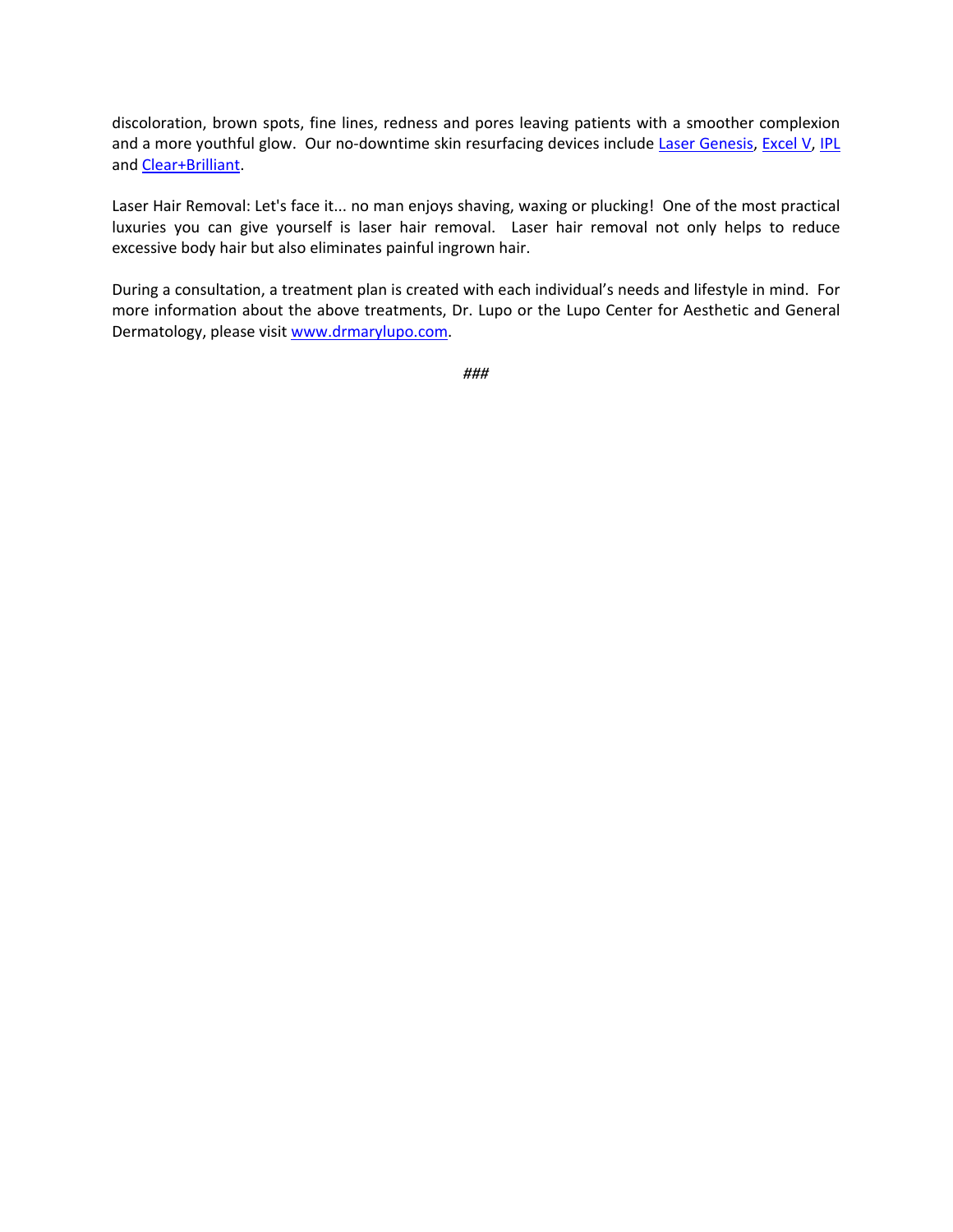discoloration, brown spots, fine lines, redness and pores leaving patients with a smoother complexion and a more youthful glow. Our no-downtime skin resurfacing devices include Laser Genesis, Excel V, IPL and Clear+Brilliant.

Laser Hair Removal: Let's face it... no man enjoys shaving, waxing or plucking! One of the most practical luxuries you can give yourself is laser hair removal. Laser hair removal not only helps to reduce excessive body hair but also eliminates painful ingrown hair.

During a consultation, a treatment plan is created with each individual's needs and lifestyle in mind. For more information about the above treatments, Dr. Lupo or the Lupo Center for Aesthetic and General Dermatology, please visit www.drmarylupo.com.

###